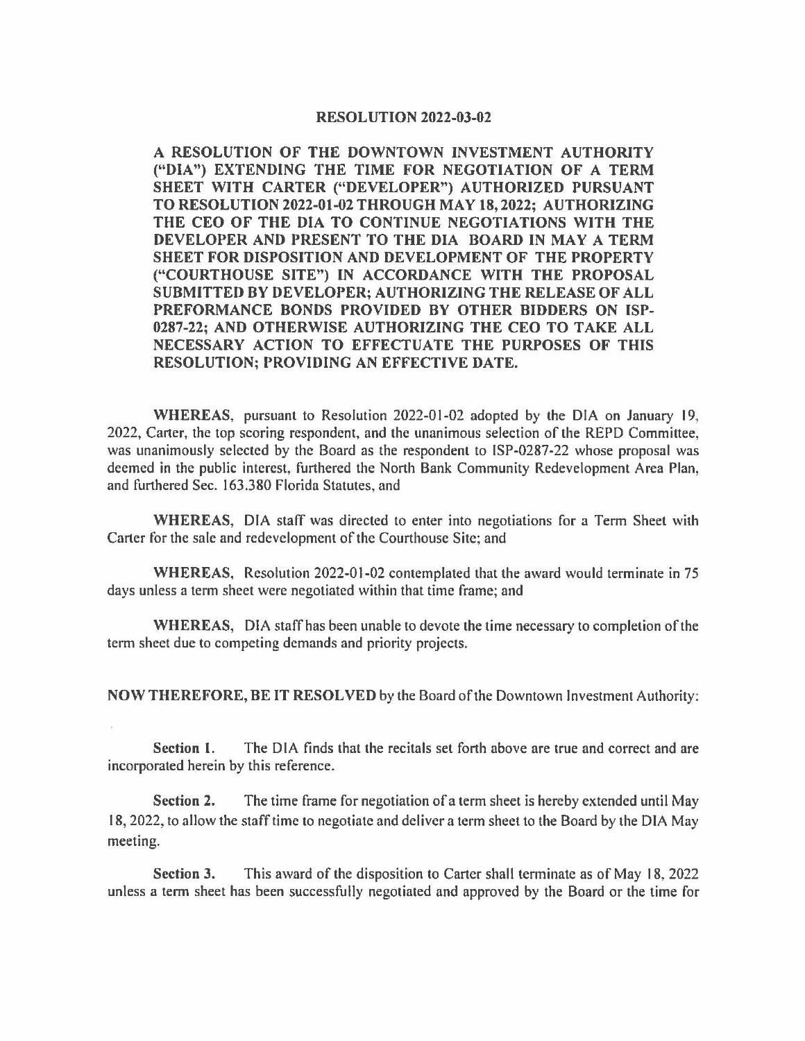# RESOLUTION 2022-03-02

**A RESOLUTION OF THE DOWNTOWN INVESTMENT AUTHORITY ("DIA") EXTENDING THE TIME FOR NEGOTIATION OF A TERM SHEET WITH CARTER ("DEVELOPER") AUTHORIZED PURSUANT TO RESOLUTION 2022-01-02 THROUGH MAY 18, 2022; AUTHORIZING THE CEO OF THE DIA TO CONTINUE NEGOTIATIONS WITH THE DEVELOPER AND PRESENT TO THE DIA BOARD IN MAY A TERM SHEET FOR DISPOSITION AND DEVELOPMENT OF THE PROPERTY ("COURTHOUSE SITE") IN ACCORDANCE WITH THE PROPOSAL SUBMITTED BY DEVELOPER; AUTHORIZING THE RELEASE OF ALL PREFORMANCE BONDS PROVIDED BY OTHER BIDDERS ON ISP-0287-22; AND OTHERWISE AUTHORIZING THE CEO TO TAKE ALL NECESSARY ACTION TO EFFECTUATE THE PURPOSES OF THIS RESOLUTION; PROVIDING AN EFFECTIVE DATE.**

**WHEREAS**, pursuant to Resolution 2022-01-02 adopted by the DIA on January 19, 2022, Carter, the top scoring respondent, and the unanimous selection of the REPD Committee, was unanimously selected by the Board as the respondent to ISP-0287-22 whose proposal was deemed in the public interest, furthered the North Bank Community Redevelopment Area Plan, and furthered Sec. 163.380 Florida Statutes, and

**WHEREAS**, DIA staff was directed to enter into negotiations for a Term Sheet with Carter for the sale and redevelopment of the Courthouse Site; and

**WHEREAS**, Resolution 2022-01-02 contemplated that the award would terminate in 75 days unless a term sheet were negotiated within that time frame; and

**WHEREAS**, DIA staff has been unable to devote the time necessary to completion of the term sheet due to competing demands and priority projects.

**NOW THEREFORE, BE IT RESOLVED** by the Board of the Downtown Investment Authority:

**Section 1.** The DIA finds that the recitals set forth above are true and correct and are incorporated herein by this reference.

**Section 2.** The time frame for negotiation of a term sheet is hereby extended until May 18, 2022, to allow the staff time to negotiate and deliver a term sheet to the Board by the DIA May meeting.

**Section 3.** This award of the disposition to Carter shall terminate as of May 18, 2022 unless a term sheet has been successfully negotiated and approved by the Board or the time for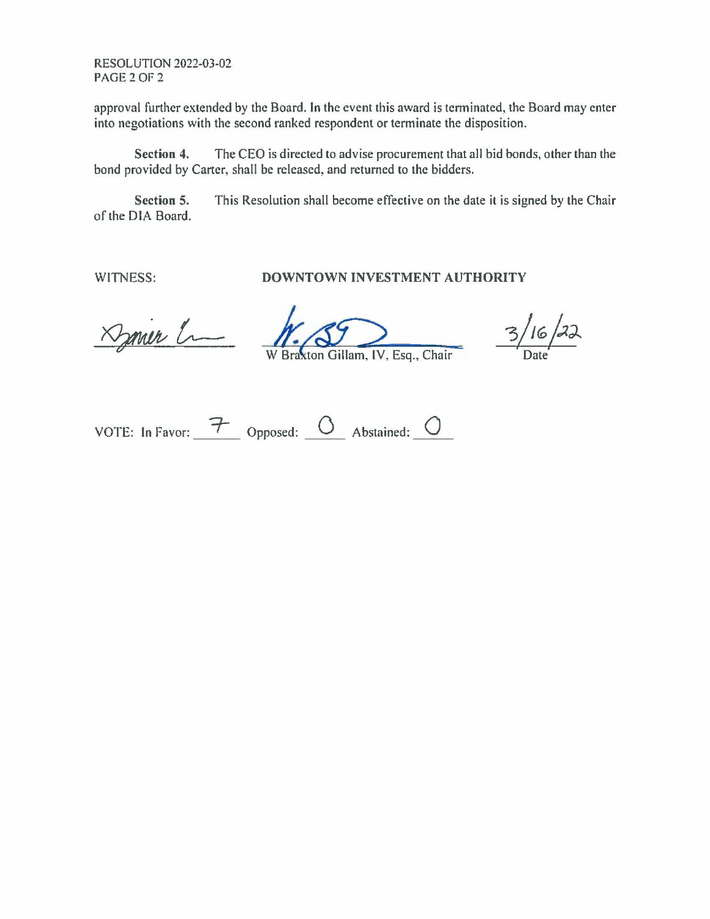approval further extended by the Board. In the event this award is terminated, the Board may enter into negotiations with the second ranked respondent or terminate the disposition.

**Section 4.** The CEO is directed to advise procurement that all bid bonds, other than the bond provided by Carter, shall be released, and returned to the bidders.

**Section 5.** This Resolution shall become effective on the date it is signed by the Chair of the DIA Board.

WITNESS: **DOWNTOWN INVESTMENT AUTHORITY**

W Braxton Gillam, IV, Esq., Chair

3/16/22
Date

VOTE: In Favor: 7 Opposed: 0 Abstained: 0